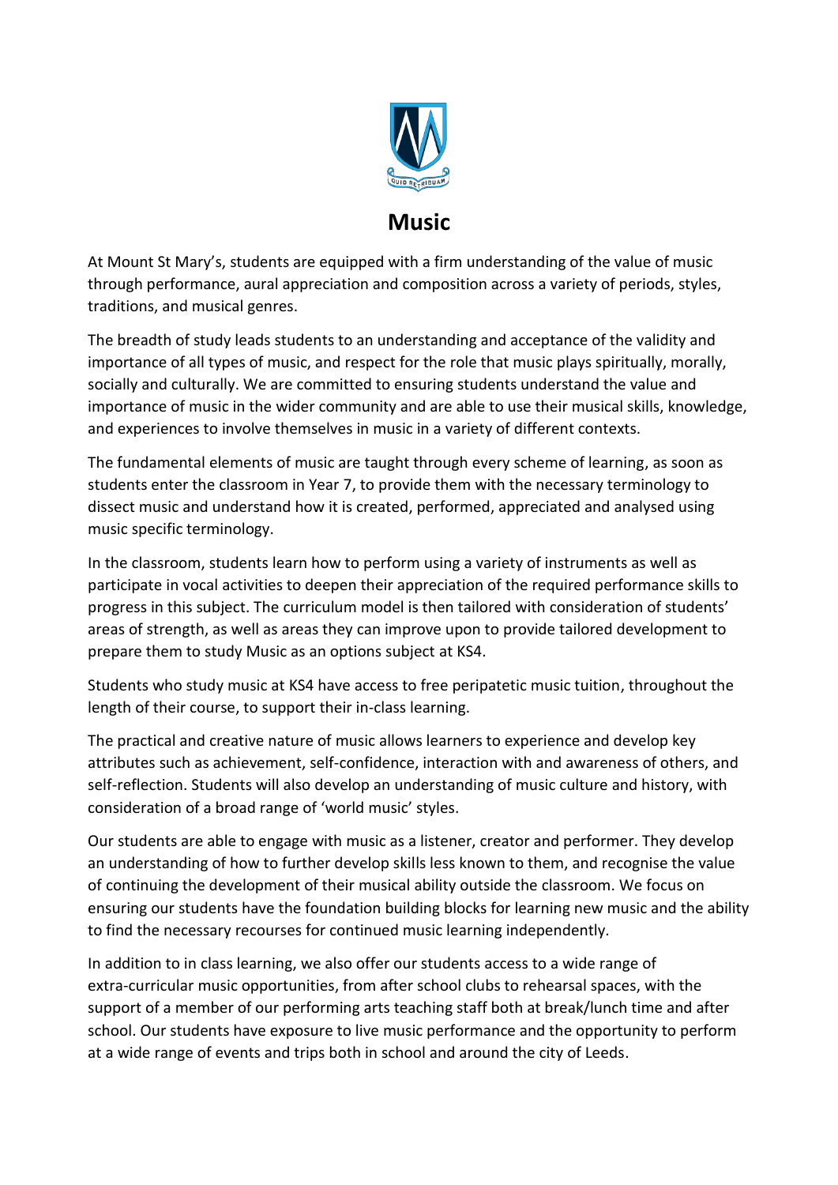# Music

At Mount St Mary's, students are equipped with a firm understanding of the value of music through performance, aural appreciation and composition across a variety of periods, styles, traditions, and musical genres.

The breadth of study leads students to an understanding and acceptance of the validity and importance of all types of music, and respect for the role that music plays spiritually, morally, socially and culturally. We are committed to ensuring students understand the value and importance of music in the wider community and are able to use their musical skills, knowledge, and experiences to involve themselves in music in a variety of different contexts.

The fundamental elements of music are taught through every scheme of learning, as soon as students enter the classroom in Year 7, to provide them with the necessary terminology to dissect music and understand how it is created, performed, appreciated and analysed using music specific terminology.

In the classroom, students learn how to perform using a variety of instruments as well as participate in vocal activities to deepen their appreciation of the required performance skills to progress in this subject. The curriculum model is then tailored with consideration of students' areas of strength, as well as areas they can improve upon to provide tailored development to prepare them to study Music as an options subject at KS4.

Students who study music at KS4 have access to free peripatetic music tuition, throughout the length of their course, to support their in-class learning.

The practical and creative nature of music allows learners to experience and develop key attributes such as achievement, self-confidence, interaction with and awareness of others, and self-reflection. Students will also develop an understanding of music culture and history, with consideration of a broad range of 'world music' styles.

Our students are able to engage with music as a listener, creator and performer. They develop an understanding of how to further develop skills less known to them, and recognise the value of continuing the development of their musical ability outside the classroom. We focus on ensuring our students have the foundation building blocks for learning new music and the ability to find the necessary recourses for continued music learning independently.

In addition to in class learning, we also offer our students access to a wide range of extra-curricular music opportunities, from after school clubs to rehearsal spaces, with the support of a member of our performing arts teaching staff both at break/lunch time and after school. Our students have exposure to live music performance and the opportunity to perform at a wide range of events and trips both in school and around the city of Leeds.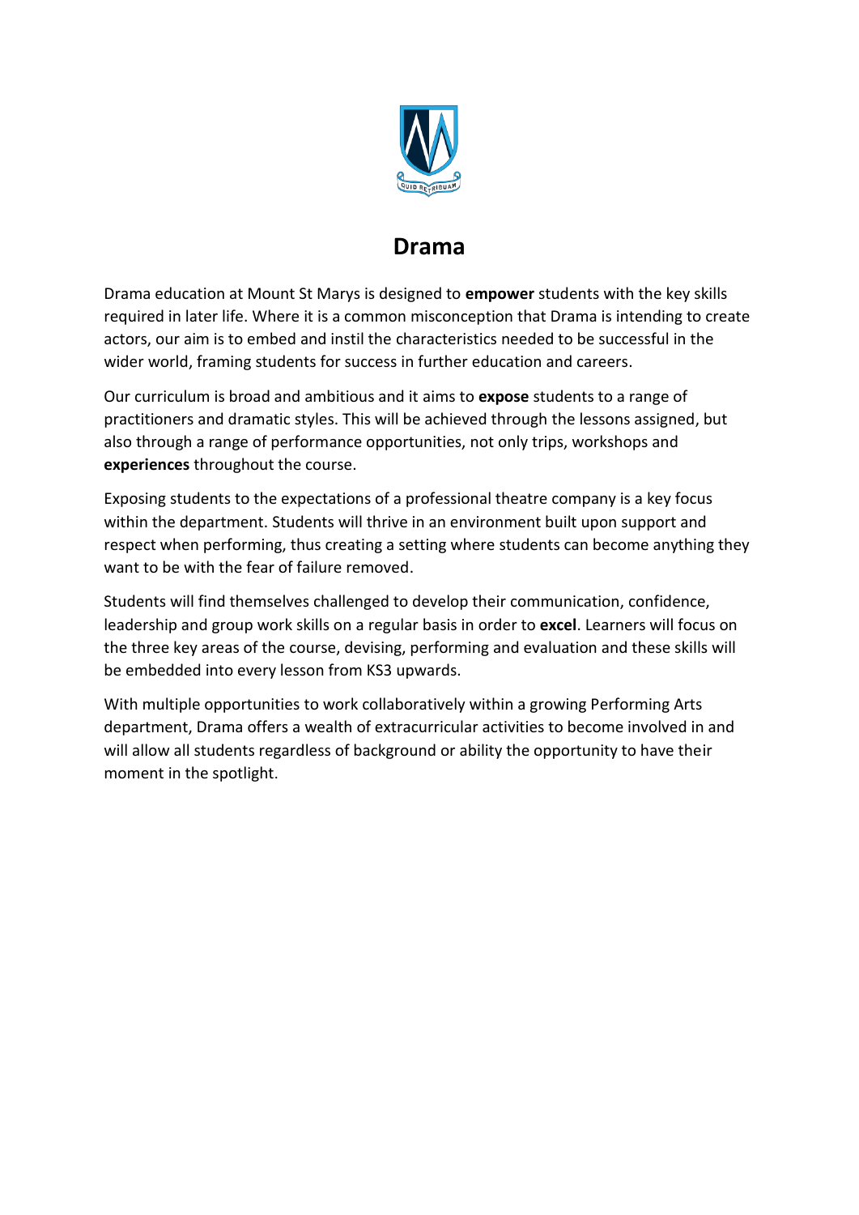# Drama

Drama education at Mount St Marys is designed to **empower** students with the key skills required in later life. Where it is a common misconception that Drama is intending to create actors, our aim is to embed and instil the characteristics needed to be successful in the wider world, framing students for success in further education and careers.

Our curriculum is broad and ambitious and it aims to **expose** students to a range of practitioners and dramatic styles. This will be achieved through the lessons assigned, but also through a range of performance opportunities, not only trips, workshops and **experiences** throughout the course.

Exposing students to the expectations of a professional theatre company is a key focus within the department. Students will thrive in an environment built upon support and respect when performing, thus creating a setting where students can become anything they want to be with the fear of failure removed.

Students will find themselves challenged to develop their communication, confidence, leadership and group work skills on a regular basis in order to **excel**. Learners will focus on the three key areas of the course, devising, performing and evaluation and these skills will be embedded into every lesson from KS3 upwards.

With multiple opportunities to work collaboratively within a growing Performing Arts department, Drama offers a wealth of extracurricular activities to become involved in and will allow all students regardless of background or ability the opportunity to have their moment in the spotlight.